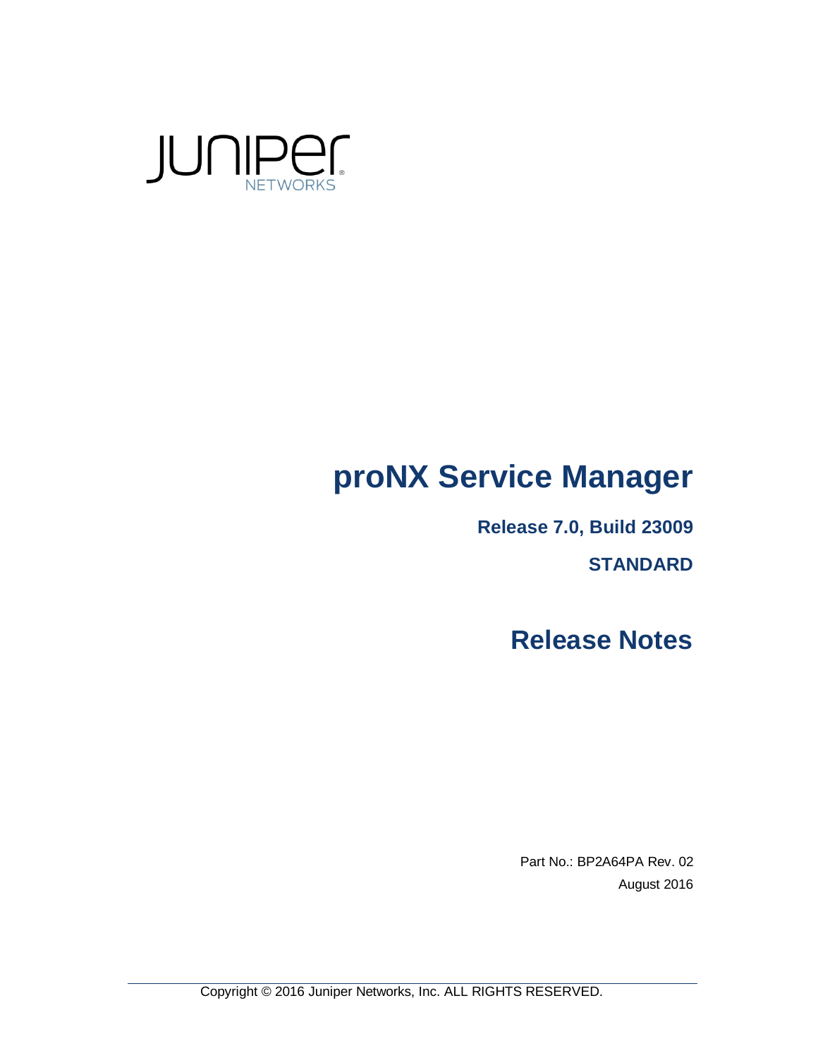JUNIPer NETWORKS

# proNX Service Manager

**Release 7.0, Build 23009**

**STANDARD**

# Release Notes

Part No.: BP2A64PA Rev. 02

August 2016

Copyright © 2016 Juniper Networks, Inc. ALL RIGHTS RESERVED.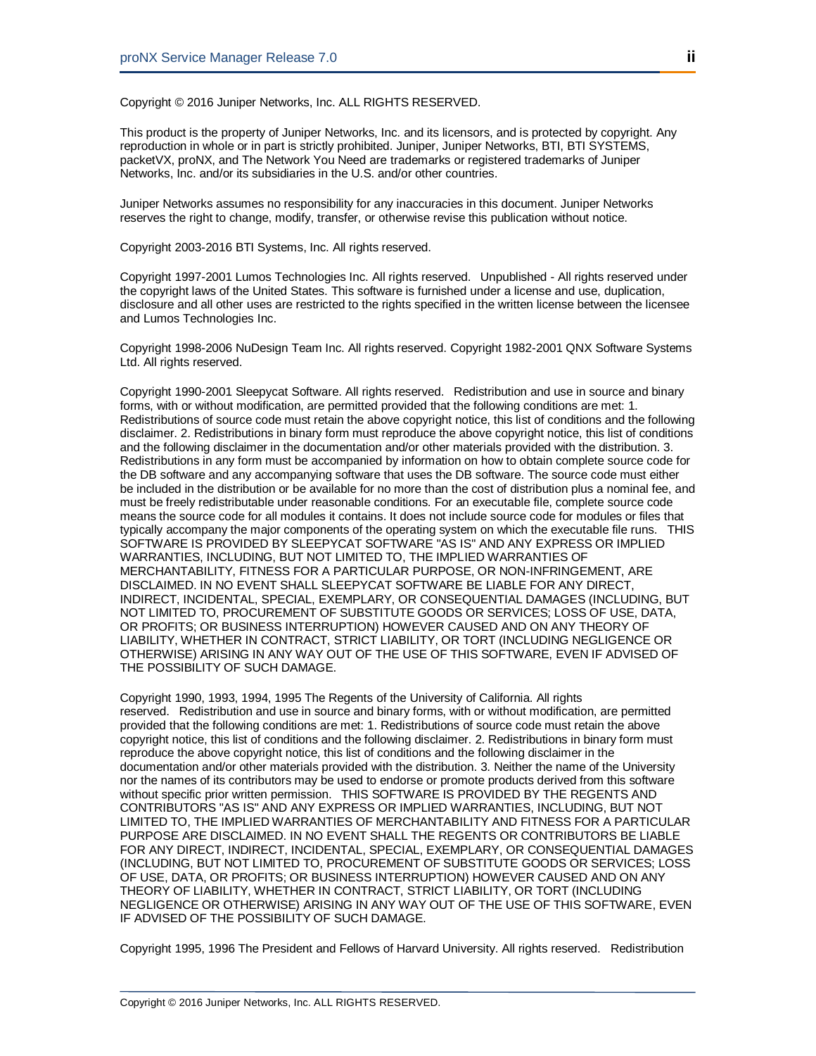Copyright © 2016 Juniper Networks, Inc. ALL RIGHTS RESERVED.

This product is the property of Juniper Networks, Inc. and its licensors, and is protected by copyright. Any reproduction in whole or in part is strictly prohibited. Juniper, Juniper Networks, BTI, BTI SYSTEMS, packetVX, proNX, and The Network You Need are trademarks or registered trademarks of Juniper Networks, Inc. and/or its subsidiaries in the U.S. and/or other countries.

Juniper Networks assumes no responsibility for any inaccuracies in this document. Juniper Networks reserves the right to change, modify, transfer, or otherwise revise this publication without notice.

Copyright 2003-2016 BTI Systems, Inc. All rights reserved.

Copyright 1997-2001 Lumos Technologies Inc. All rights reserved. Unpublished - All rights reserved under the copyright laws of the United States. This software is furnished under a license and use, duplication, disclosure and all other uses are restricted to the rights specified in the written license between the licensee and Lumos Technologies Inc.

Copyright 1998-2006 NuDesign Team Inc. All rights reserved. Copyright 1982-2001 QNX Software Systems Ltd. All rights reserved.

Copyright 1990-2001 Sleepycat Software. All rights reserved. Redistribution and use in source and binary forms, with or without modification, are permitted provided that the following conditions are met: 1. Redistributions of source code must retain the above copyright notice, this list of conditions and the following disclaimer. 2. Redistributions in binary form must reproduce the above copyright notice, this list of conditions and the following disclaimer in the documentation and/or other materials provided with the distribution. 3. Redistributions in any form must be accompanied by information on how to obtain complete source code for the DB software and any accompanying software that uses the DB software. The source code must either be included in the distribution or be available for no more than the cost of distribution plus a nominal fee, and must be freely redistributable under reasonable conditions. For an executable file, complete source code means the source code for all modules it contains. It does not include source code for modules or files that typically accompany the major components of the operating system on which the executable file runs. THIS SOFTWARE IS PROVIDED BY SLEEPYCAT SOFTWARE "AS IS" AND ANY EXPRESS OR IMPLIED WARRANTIES, INCLUDING, BUT NOT LIMITED TO, THE IMPLIED WARRANTIES OF MERCHANTABILITY, FITNESS FOR A PARTICULAR PURPOSE, OR NON-INFRINGEMENT, ARE DISCLAIMED. IN NO EVENT SHALL SLEEPYCAT SOFTWARE BE LIABLE FOR ANY DIRECT, INDIRECT, INCIDENTAL, SPECIAL, EXEMPLARY, OR CONSEQUENTIAL DAMAGES (INCLUDING, BUT NOT LIMITED TO, PROCUREMENT OF SUBSTITUTE GOODS OR SERVICES; LOSS OF USE, DATA, OR PROFITS; OR BUSINESS INTERRUPTION) HOWEVER CAUSED AND ON ANY THEORY OF LIABILITY, WHETHER IN CONTRACT, STRICT LIABILITY, OR TORT (INCLUDING NEGLIGENCE OR OTHERWISE) ARISING IN ANY WAY OUT OF THE USE OF THIS SOFTWARE, EVEN IF ADVISED OF THE POSSIBILITY OF SUCH DAMAGE.

Copyright 1990, 1993, 1994, 1995 The Regents of the University of California. All rights reserved. Redistribution and use in source and binary forms, with or without modification, are permitted provided that the following conditions are met: 1. Redistributions of source code must retain the above copyright notice, this list of conditions and the following disclaimer. 2. Redistributions in binary form must reproduce the above copyright notice, this list of conditions and the following disclaimer in the documentation and/or other materials provided with the distribution. 3. Neither the name of the University nor the names of its contributors may be used to endorse or promote products derived from this software without specific prior written permission. THIS SOFTWARE IS PROVIDED BY THE REGENTS AND CONTRIBUTORS "AS IS" AND ANY EXPRESS OR IMPLIED WARRANTIES, INCLUDING, BUT NOT LIMITED TO, THE IMPLIED WARRANTIES OF MERCHANTABILITY AND FITNESS FOR A PARTICULAR PURPOSE ARE DISCLAIMED. IN NO EVENT SHALL THE REGENTS OR CONTRIBUTORS BE LIABLE FOR ANY DIRECT, INDIRECT, INCIDENTAL, SPECIAL, EXEMPLARY, OR CONSEQUENTIAL DAMAGES (INCLUDING, BUT NOT LIMITED TO, PROCUREMENT OF SUBSTITUTE GOODS OR SERVICES; LOSS OF USE, DATA, OR PROFITS; OR BUSINESS INTERRUPTION) HOWEVER CAUSED AND ON ANY THEORY OF LIABILITY, WHETHER IN CONTRACT, STRICT LIABILITY, OR TORT (INCLUDING NEGLIGENCE OR OTHERWISE) ARISING IN ANY WAY OUT OF THE USE OF THIS SOFTWARE, EVEN IF ADVISED OF THE POSSIBILITY OF SUCH DAMAGE.

Copyright 1995, 1996 The President and Fellows of Harvard University. All rights reserved. Redistribution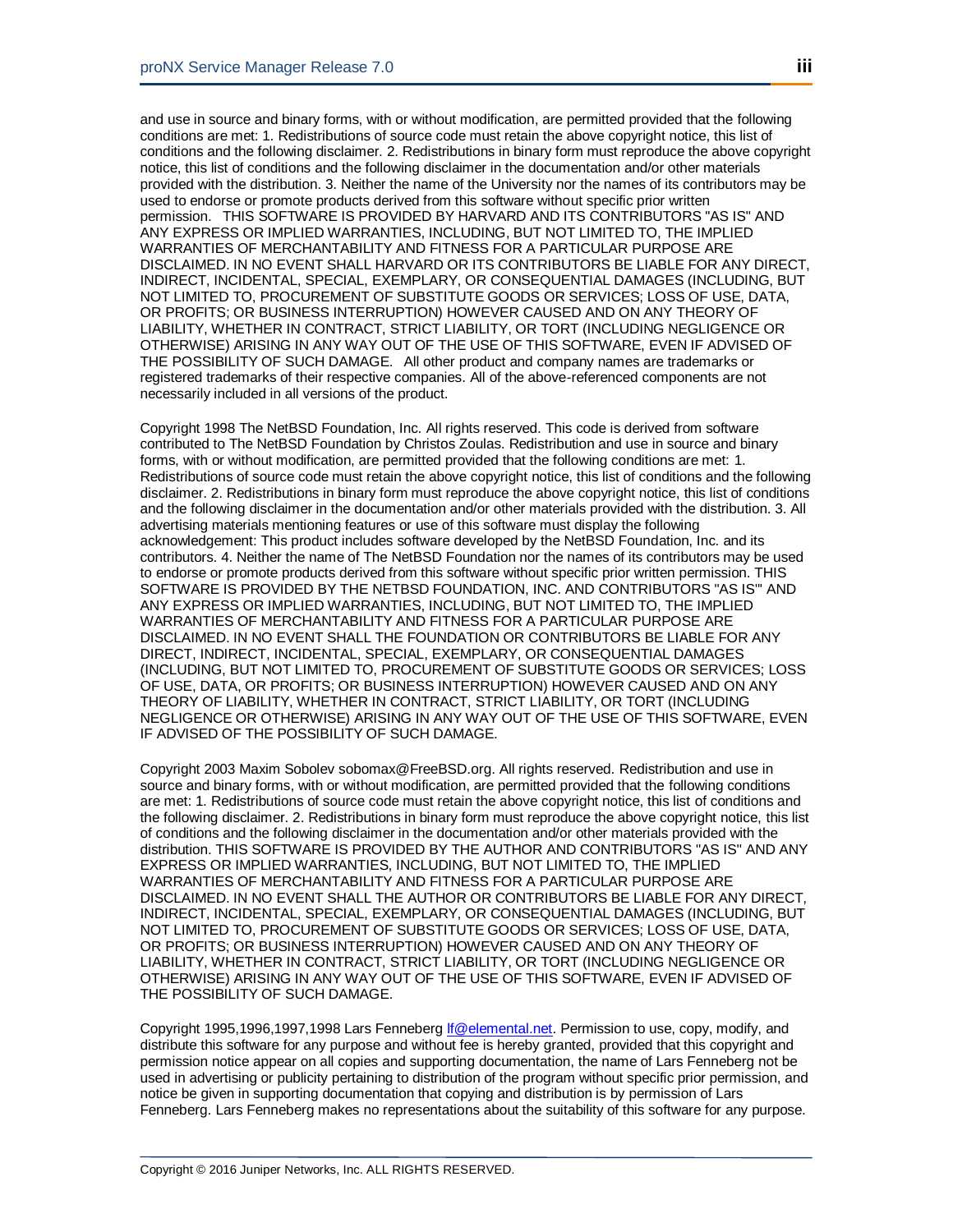and use in source and binary forms, with or without modification, are permitted provided that the following conditions are met: 1. Redistributions of source code must retain the above copyright notice, this list of conditions and the following disclaimer. 2. Redistributions in binary form must reproduce the above copyright notice, this list of conditions and the following disclaimer in the documentation and/or other materials provided with the distribution. 3. Neither the name of the University nor the names of its contributors may be used to endorse or promote products derived from this software without specific prior written permission. THIS SOFTWARE IS PROVIDED BY HARVARD AND ITS CONTRIBUTORS "AS IS" AND ANY EXPRESS OR IMPLIED WARRANTIES, INCLUDING, BUT NOT LIMITED TO, THE IMPLIED WARRANTIES OF MERCHANTABILITY AND FITNESS FOR A PARTICULAR PURPOSE ARE DISCLAIMED. IN NO EVENT SHALL HARVARD OR ITS CONTRIBUTORS BE LIABLE FOR ANY DIRECT, INDIRECT, INCIDENTAL, SPECIAL, EXEMPLARY, OR CONSEQUENTIAL DAMAGES (INCLUDING, BUT NOT LIMITED TO, PROCUREMENT OF SUBSTITUTE GOODS OR SERVICES; LOSS OF USE, DATA, OR PROFITS; OR BUSINESS INTERRUPTION) HOWEVER CAUSED AND ON ANY THEORY OF LIABILITY, WHETHER IN CONTRACT, STRICT LIABILITY, OR TORT (INCLUDING NEGLIGENCE OR OTHERWISE) ARISING IN ANY WAY OUT OF THE USE OF THIS SOFTWARE, EVEN IF ADVISED OF THE POSSIBILITY OF SUCH DAMAGE. All other product and company names are trademarks or registered trademarks of their respective companies. All of the above-referenced components are not necessarily included in all versions of the product.

Copyright 1998 The NetBSD Foundation, Inc. All rights reserved. This code is derived from software contributed to The NetBSD Foundation by Christos Zoulas. Redistribution and use in source and binary forms, with or without modification, are permitted provided that the following conditions are met: 1. Redistributions of source code must retain the above copyright notice, this list of conditions and the following disclaimer. 2. Redistributions in binary form must reproduce the above copyright notice, this list of conditions and the following disclaimer in the documentation and/or other materials provided with the distribution. 3. All advertising materials mentioning features or use of this software must display the following acknowledgement: This product includes software developed by the NetBSD Foundation, Inc. and its contributors. 4. Neither the name of The NetBSD Foundation nor the names of its contributors may be used to endorse or promote products derived from this software without specific prior written permission. THIS SOFTWARE IS PROVIDED BY THE NETBSD FOUNDATION, INC. AND CONTRIBUTORS "AS IS"' AND ANY EXPRESS OR IMPLIED WARRANTIES, INCLUDING, BUT NOT LIMITED TO, THE IMPLIED WARRANTIES OF MERCHANTABILITY AND FITNESS FOR A PARTICULAR PURPOSE ARE DISCLAIMED. IN NO EVENT SHALL THE FOUNDATION OR CONTRIBUTORS BE LIABLE FOR ANY DIRECT, INDIRECT, INCIDENTAL, SPECIAL, EXEMPLARY, OR CONSEQUENTIAL DAMAGES (INCLUDING, BUT NOT LIMITED TO, PROCUREMENT OF SUBSTITUTE GOODS OR SERVICES; LOSS OF USE, DATA, OR PROFITS; OR BUSINESS INTERRUPTION) HOWEVER CAUSED AND ON ANY THEORY OF LIABILITY, WHETHER IN CONTRACT, STRICT LIABILITY, OR TORT (INCLUDING NEGLIGENCE OR OTHERWISE) ARISING IN ANY WAY OUT OF THE USE OF THIS SOFTWARE, EVEN IF ADVISED OF THE POSSIBILITY OF SUCH DAMAGE.

Copyright 2003 Maxim Sobolev sobomax@FreeBSD.org. All rights reserved. Redistribution and use in source and binary forms, with or without modification, are permitted provided that the following conditions are met: 1. Redistributions of source code must retain the above copyright notice, this list of conditions and the following disclaimer. 2. Redistributions in binary form must reproduce the above copyright notice, this list of conditions and the following disclaimer in the documentation and/or other materials provided with the distribution. THIS SOFTWARE IS PROVIDED BY THE AUTHOR AND CONTRIBUTORS "AS IS" AND ANY EXPRESS OR IMPLIED WARRANTIES, INCLUDING, BUT NOT LIMITED TO, THE IMPLIED WARRANTIES OF MERCHANTABILITY AND FITNESS FOR A PARTICULAR PURPOSE ARE DISCLAIMED. IN NO EVENT SHALL THE AUTHOR OR CONTRIBUTORS BE LIABLE FOR ANY DIRECT, INDIRECT, INCIDENTAL, SPECIAL, EXEMPLARY, OR CONSEQUENTIAL DAMAGES (INCLUDING, BUT NOT LIMITED TO, PROCUREMENT OF SUBSTITUTE GOODS OR SERVICES; LOSS OF USE, DATA, OR PROFITS; OR BUSINESS INTERRUPTION) HOWEVER CAUSED AND ON ANY THEORY OF LIABILITY, WHETHER IN CONTRACT, STRICT LIABILITY, OR TORT (INCLUDING NEGLIGENCE OR OTHERWISE) ARISING IN ANY WAY OUT OF THE USE OF THIS SOFTWARE, EVEN IF ADVISED OF THE POSSIBILITY OF SUCH DAMAGE.

Copyright 1995,1996,1997,1998 Lars Fenneberg lf@elemental.net. Permission to use, copy, modify, and distribute this software for any purpose and without fee is hereby granted, provided that this copyright and permission notice appear on all copies and supporting documentation, the name of Lars Fenneberg not be used in advertising or publicity pertaining to distribution of the program without specific prior permission, and notice be given in supporting documentation that copying and distribution is by permission of Lars Fenneberg. Lars Fenneberg makes no representations about the suitability of this software for any purpose.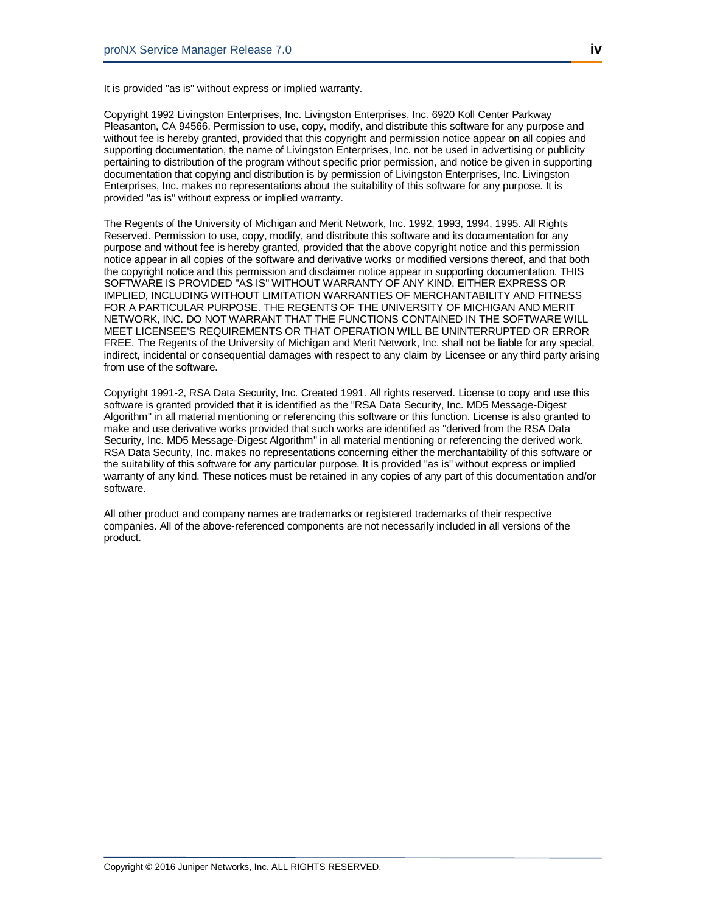It is provided "as is" without express or implied warranty.

Copyright 1992 Livingston Enterprises, Inc. Livingston Enterprises, Inc. 6920 Koll Center Parkway Pleasanton, CA 94566. Permission to use, copy, modify, and distribute this software for any purpose and without fee is hereby granted, provided that this copyright and permission notice appear on all copies and supporting documentation, the name of Livingston Enterprises, Inc. not be used in advertising or publicity pertaining to distribution of the program without specific prior permission, and notice be given in supporting documentation that copying and distribution is by permission of Livingston Enterprises, Inc. Livingston Enterprises, Inc. makes no representations about the suitability of this software for any purpose. It is provided "as is" without express or implied warranty.

The Regents of the University of Michigan and Merit Network, Inc. 1992, 1993, 1994, 1995. All Rights Reserved. Permission to use, copy, modify, and distribute this software and its documentation for any purpose and without fee is hereby granted, provided that the above copyright notice and this permission notice appear in all copies of the software and derivative works or modified versions thereof, and that both the copyright notice and this permission and disclaimer notice appear in supporting documentation. THIS SOFTWARE IS PROVIDED "AS IS" WITHOUT WARRANTY OF ANY KIND, EITHER EXPRESS OR IMPLIED, INCLUDING WITHOUT LIMITATION WARRANTIES OF MERCHANTABILITY AND FITNESS FOR A PARTICULAR PURPOSE. THE REGENTS OF THE UNIVERSITY OF MICHIGAN AND MERIT NETWORK, INC. DO NOT WARRANT THAT THE FUNCTIONS CONTAINED IN THE SOFTWARE WILL MEET LICENSEE'S REQUIREMENTS OR THAT OPERATION WILL BE UNINTERRUPTED OR ERROR FREE. The Regents of the University of Michigan and Merit Network, Inc. shall not be liable for any special, indirect, incidental or consequential damages with respect to any claim by Licensee or any third party arising from use of the software.

Copyright 1991-2, RSA Data Security, Inc. Created 1991. All rights reserved. License to copy and use this software is granted provided that it is identified as the "RSA Data Security, Inc. MD5 Message-Digest Algorithm" in all material mentioning or referencing this software or this function. License is also granted to make and use derivative works provided that such works are identified as "derived from the RSA Data Security, Inc. MD5 Message-Digest Algorithm" in all material mentioning or referencing the derived work. RSA Data Security, Inc. makes no representations concerning either the merchantability of this software or the suitability of this software for any particular purpose. It is provided "as is" without express or implied warranty of any kind. These notices must be retained in any copies of any part of this documentation and/or software.

All other product and company names are trademarks or registered trademarks of their respective companies. All of the above-referenced components are not necessarily included in all versions of the product.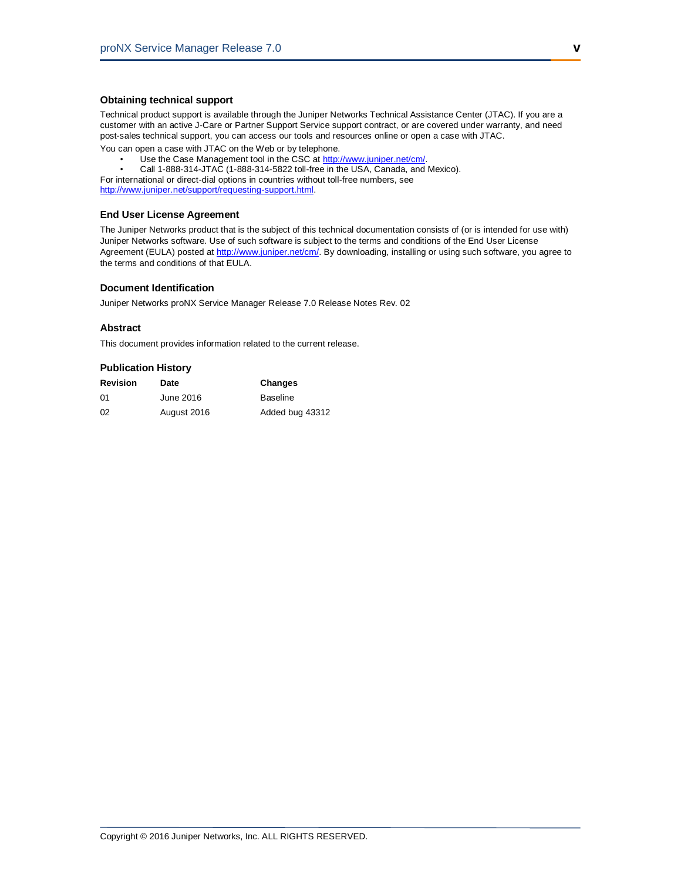### Obtaining technical support

Technical product support is available through the Juniper Networks Technical Assistance Center (JTAC). If you are a customer with an active J-Care or Partner Support Service support contract, or are covered under warranty, and need post-sales technical support, you can access our tools and resources online or open a case with JTAC.

You can open a case with JTAC on the Web or by telephone.

- Use the Case Management tool in the CSC at http://www.juniper.net/cm/.
- Call 1-888-314-JTAC (1-888-314-5822 toll-free in the USA, Canada, and Mexico).

For international or direct-dial options in countries without toll-free numbers, see http://www.juniper.net/support/requesting-support.html.

### End User License Agreement

The Juniper Networks product that is the subject of this technical documentation consists of (or is intended for use with) Juniper Networks software. Use of such software is subject to the terms and conditions of the End User License Agreement (EULA) posted at http://www.juniper.net/cm/. By downloading, installing or using such software, you agree to the terms and conditions of that EULA.

### Document Identification

Juniper Networks proNX Service Manager Release 7.0 Release Notes Rev. 02

### Abstract

This document provides information related to the current release.

### Publication History

| Revision | Date | Changes |
|---|---|---|
| 01 | June 2016 | Baseline |
| 02 | August 2016 | Added bug 43312 |

Copyright © 2016 Juniper Networks, Inc. ALL RIGHTS RESERVED.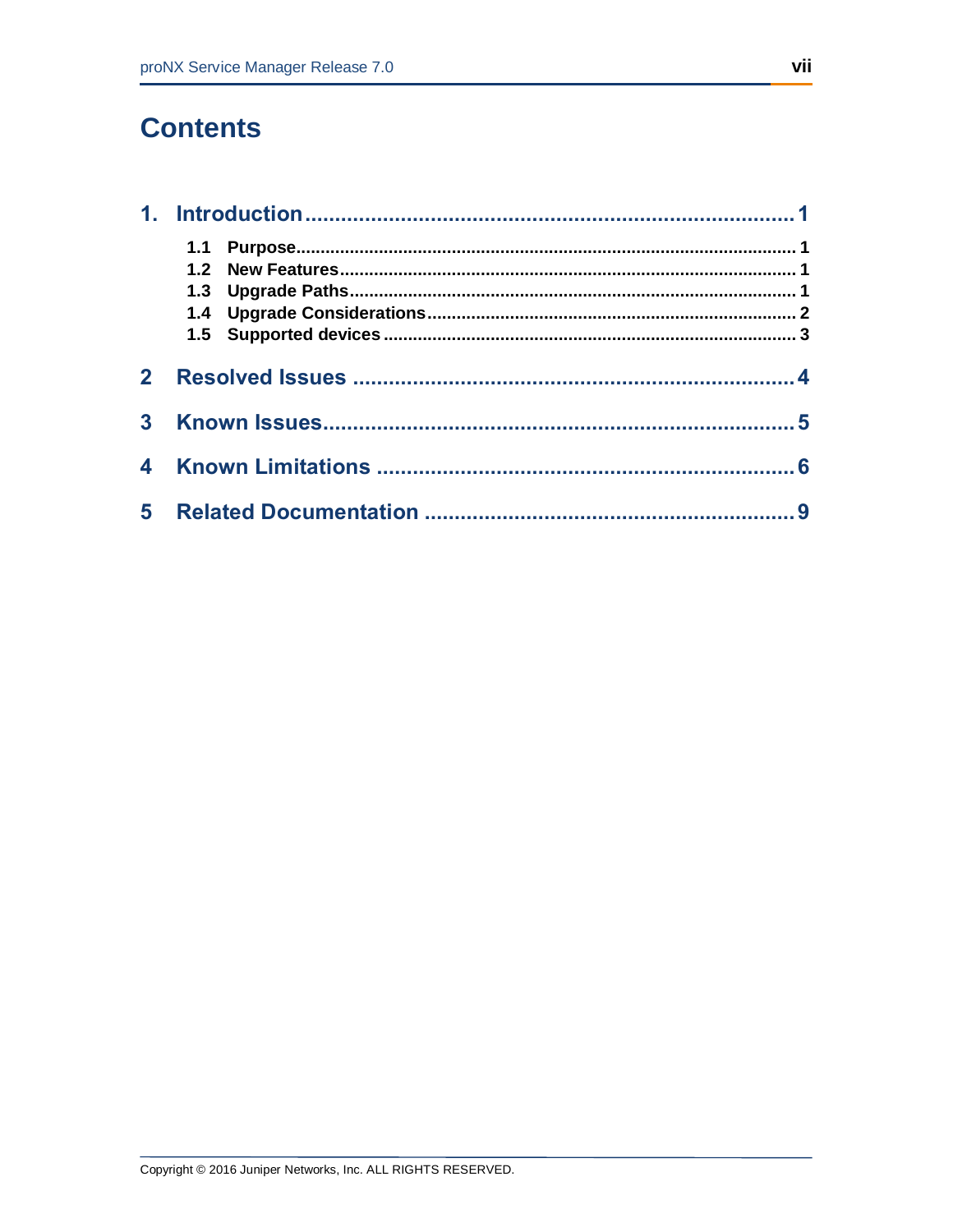# Contents

1. Introduction ..... 1
   - 1.1 Purpose ..... 1
   - 1.2 New Features ..... 1
   - 1.3 Upgrade Paths ..... 1
   - 1.4 Upgrade Considerations ..... 2
   - 1.5 Supported devices ..... 3
2 Resolved Issues ..... 4
3 Known Issues ..... 5
4 Known Limitations ..... 6
5 Related Documentation ..... 9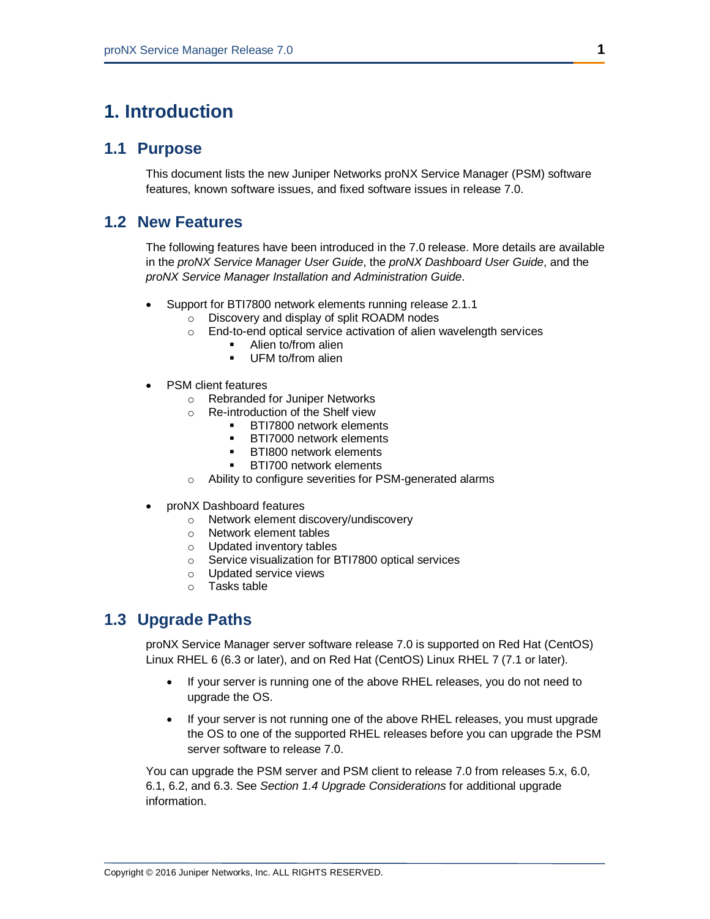# 1. Introduction

## 1.1 Purpose

This document lists the new Juniper Networks proNX Service Manager (PSM) software features, known software issues, and fixed software issues in release 7.0.

## 1.2 New Features

The following features have been introduced in the 7.0 release. More details are available in the *proNX Service Manager User Guide*, the *proNX Dashboard User Guide*, and the *proNX Service Manager Installation and Administration Guide*.

- Support for BTI7800 network elements running release 2.1.1
  - Discovery and display of split ROADM nodes
  - End-to-end optical service activation of alien wavelength services
    - Alien to/from alien
    - UFM to/from alien

- PSM client features
  - Rebranded for Juniper Networks
  - Re-introduction of the Shelf view
    - BTI7800 network elements
    - BTI7000 network elements
    - BTI800 network elements
    - BTI700 network elements
  - Ability to configure severities for PSM-generated alarms

- proNX Dashboard features
  - Network element discovery/undiscovery
  - Network element tables
  - Updated inventory tables
  - Service visualization for BTI7800 optical services
  - Updated service views
  - Tasks table

## 1.3 Upgrade Paths

proNX Service Manager server software release 7.0 is supported on Red Hat (CentOS) Linux RHEL 6 (6.3 or later), and on Red Hat (CentOS) Linux RHEL 7 (7.1 or later).

- If your server is running one of the above RHEL releases, you do not need to upgrade the OS.
- If your server is not running one of the above RHEL releases, you must upgrade the OS to one of the supported RHEL releases before you can upgrade the PSM server software to release 7.0.

You can upgrade the PSM server and PSM client to release 7.0 from releases 5.x, 6.0, 6.1, 6.2, and 6.3. See *Section 1.4 Upgrade Considerations* for additional upgrade information.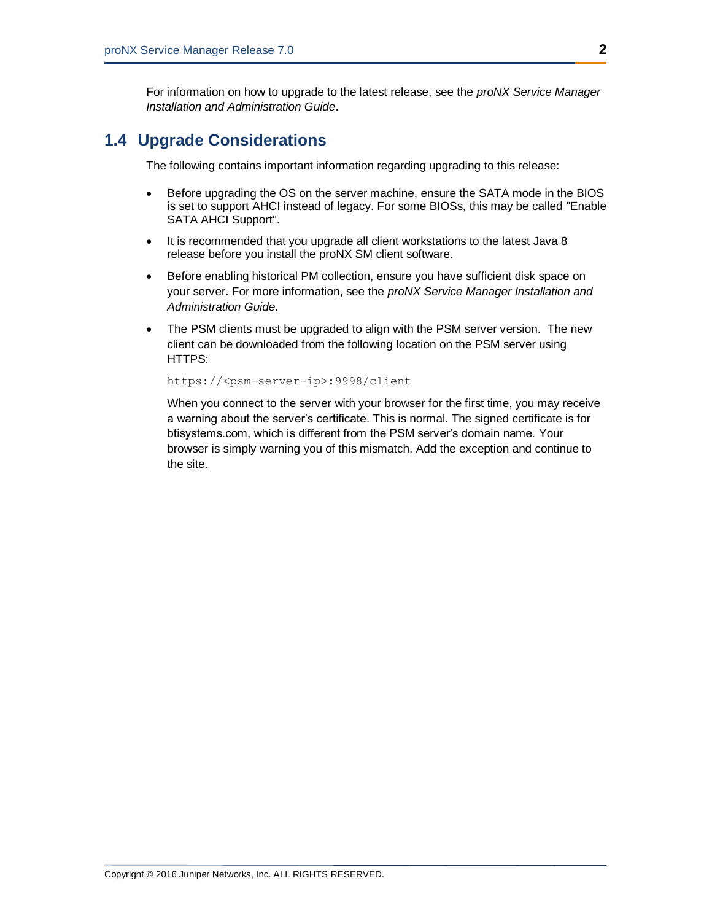For information on how to upgrade to the latest release, see the *proNX Service Manager Installation and Administration Guide*.

## 1.4 Upgrade Considerations

The following contains important information regarding upgrading to this release:

- Before upgrading the OS on the server machine, ensure the SATA mode in the BIOS is set to support AHCI instead of legacy. For some BIOSs, this may be called "Enable SATA AHCI Support".
- It is recommended that you upgrade all client workstations to the latest Java 8 release before you install the proNX SM client software.
- Before enabling historical PM collection, ensure you have sufficient disk space on your server. For more information, see the *proNX Service Manager Installation and Administration Guide*.
- The PSM clients must be upgraded to align with the PSM server version. The new client can be downloaded from the following location on the PSM server using HTTPS:

  ```
  https://<psm-server-ip>:9998/client
  ```

  When you connect to the server with your browser for the first time, you may receive a warning about the server's certificate. This is normal. The signed certificate is for btisystems.com, which is different from the PSM server's domain name. Your browser is simply warning you of this mismatch. Add the exception and continue to the site.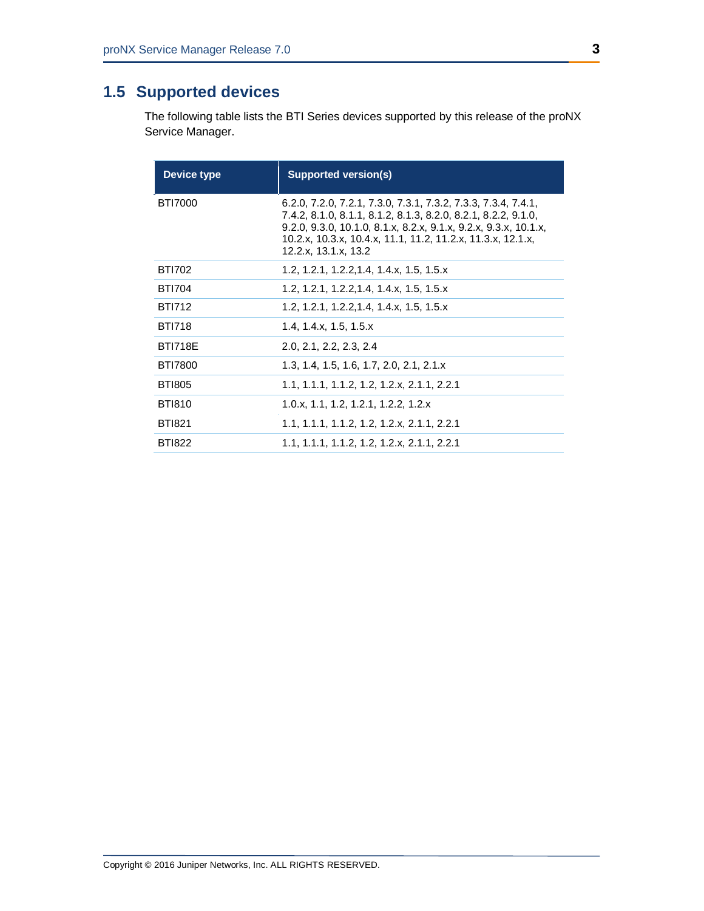## 1.5 Supported devices

The following table lists the BTI Series devices supported by this release of the proNX Service Manager.

| Device type | Supported version(s) |
|---|---|
| BTI7000 | 6.2.0, 7.2.0, 7.2.1, 7.3.0, 7.3.1, 7.3.2, 7.3.3, 7.3.4, 7.4.1, 7.4.2, 8.1.0, 8.1.1, 8.1.2, 8.1.3, 8.2.0, 8.2.1, 8.2.2, 9.1.0, 9.2.0, 9.3.0, 10.1.0, 8.1.x, 8.2.x, 9.1.x, 9.2.x, 9.3.x, 10.1.x, 10.2.x, 10.3.x, 10.4.x, 11.1, 11.2, 11.2.x, 11.3.x, 12.1.x, 12.2.x, 13.1.x, 13.2 |
| BTI702 | 1.2, 1.2.1, 1.2.2,1.4, 1.4.x, 1.5, 1.5.x |
| BTI704 | 1.2, 1.2.1, 1.2.2,1.4, 1.4.x, 1.5, 1.5.x |
| BTI712 | 1.2, 1.2.1, 1.2.2,1.4, 1.4.x, 1.5, 1.5.x |
| BTI718 | 1.4, 1.4.x, 1.5, 1.5.x |
| BTI718E | 2.0, 2.1, 2.2, 2.3, 2.4 |
| BTI7800 | 1.3, 1.4, 1.5, 1.6, 1.7, 2.0, 2.1, 2.1.x |
| BTI805 | 1.1, 1.1.1, 1.1.2, 1.2, 1.2.x, 2.1.1, 2.2.1 |
| BTI810 | 1.0.x, 1.1, 1.2, 1.2.1, 1.2.2, 1.2.x |
| BTI821 | 1.1, 1.1.1, 1.1.2, 1.2, 1.2.x, 2.1.1, 2.2.1 |
| BTI822 | 1.1, 1.1.1, 1.1.2, 1.2, 1.2.x, 2.1.1, 2.2.1 |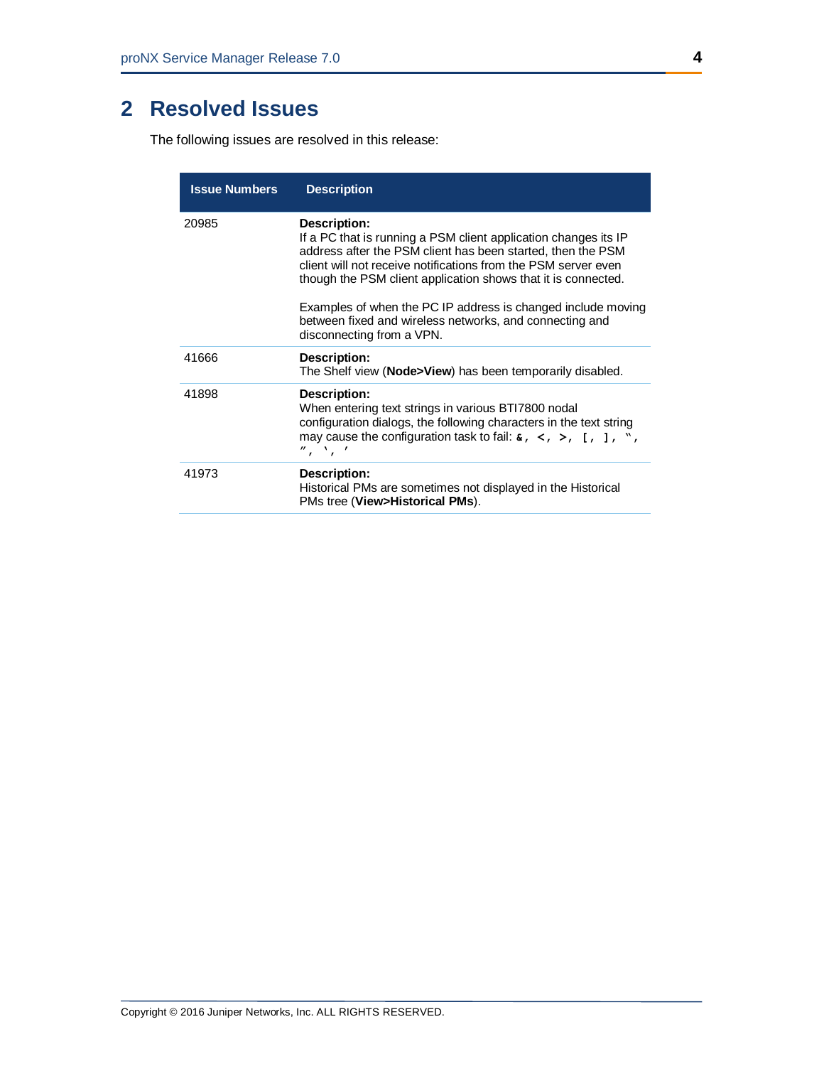# 2 Resolved Issues

The following issues are resolved in this release:

| Issue Numbers | Description |
|---|---|
| 20985 | **Description:**<br>If a PC that is running a PSM client application changes its IP address after the PSM client has been started, then the PSM client will not receive notifications from the PSM server even though the PSM client application shows that it is connected.<br><br>Examples of when the PC IP address is changed include moving between fixed and wireless networks, and connecting and disconnecting from a VPN. |
| 41666 | **Description:**<br>The Shelf view (**Node>View**) has been temporarily disabled. |
| 41898 | **Description:**<br>When entering text strings in various BTI7800 nodal configuration dialogs, the following characters in the text string may cause the configuration task to fail: `&, <, >, [, ], “, ”, `, ’` |
| 41973 | **Description:**<br>Historical PMs are sometimes not displayed in the Historical PMs tree (**View>Historical PMs**). |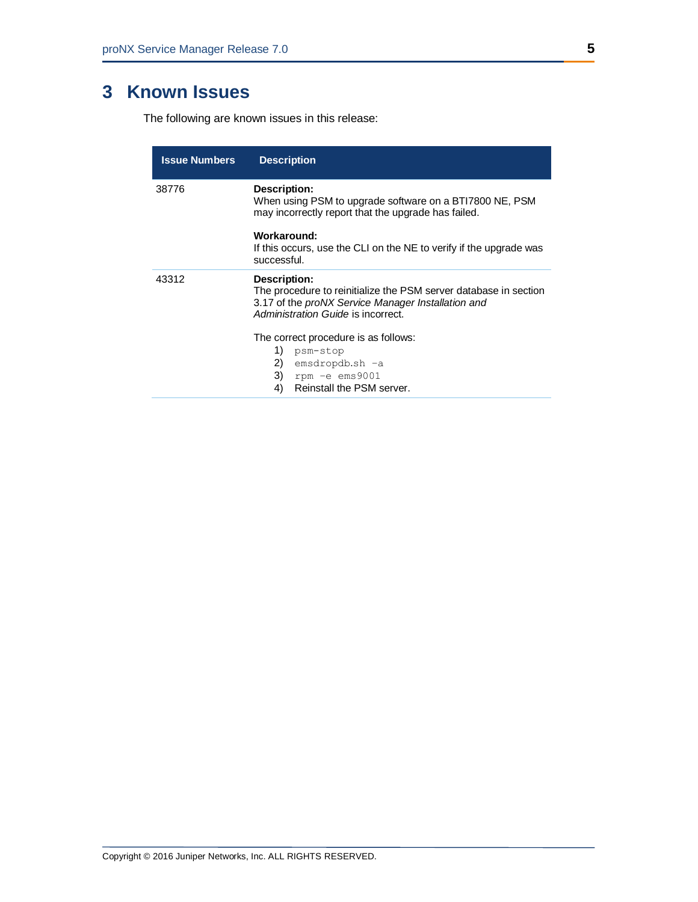# 3 Known Issues

The following are known issues in this release:

| Issue Numbers | Description |
|---|---|
| 38776 | **Description:**<br>When using PSM to upgrade software on a BTI7800 NE, PSM may incorrectly report that the upgrade has failed.<br><br>**Workaround:**<br>If this occurs, use the CLI on the NE to verify if the upgrade was successful. |
| 43312 | **Description:**<br>The procedure to reinitialize the PSM server database in section 3.17 of the *proNX Service Manager Installation and Administration Guide* is incorrect.<br><br>The correct procedure is as follows:<br>1) `psm-stop`<br>2) `emsdropdb.sh -a`<br>3) `rpm -e ems9001`<br>4) Reinstall the PSM server. |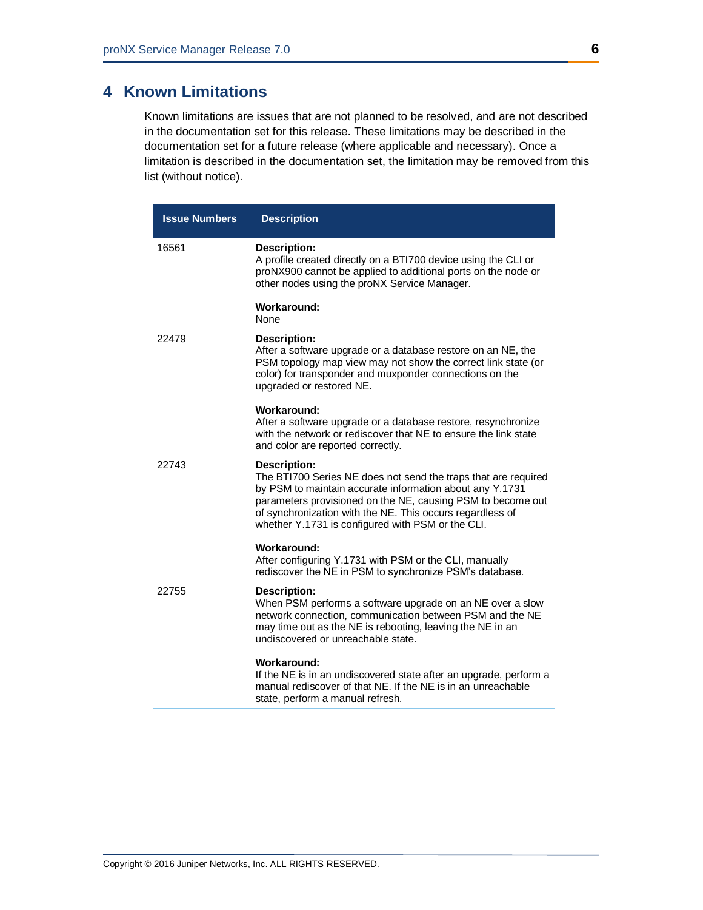# 4 Known Limitations

Known limitations are issues that are not planned to be resolved, and are not described in the documentation set for this release. These limitations may be described in the documentation set for a future release (where applicable and necessary). Once a limitation is described in the documentation set, the limitation may be removed from this list (without notice).

| Issue Numbers | Description |
|---|---|
| 16561 | **Description:**<br>A profile created directly on a BTI700 device using the CLI or proNX900 cannot be applied to additional ports on the node or other nodes using the proNX Service Manager.<br><br>**Workaround:**<br>None |
| 22479 | **Description:**<br>After a software upgrade or a database restore on an NE, the PSM topology map view may not show the correct link state (or color) for transponder and muxponder connections on the upgraded or restored NE.<br><br>**Workaround:**<br>After a software upgrade or a database restore, resynchronize with the network or rediscover that NE to ensure the link state and color are reported correctly. |
| 22743 | **Description:**<br>The BTI700 Series NE does not send the traps that are required by PSM to maintain accurate information about any Y.1731 parameters provisioned on the NE, causing PSM to become out of synchronization with the NE. This occurs regardless of whether Y.1731 is configured with PSM or the CLI.<br><br>**Workaround:**<br>After configuring Y.1731 with PSM or the CLI, manually rediscover the NE in PSM to synchronize PSM's database. |
| 22755 | **Description:**<br>When PSM performs a software upgrade on an NE over a slow network connection, communication between PSM and the NE may time out as the NE is rebooting, leaving the NE in an undiscovered or unreachable state.<br><br>**Workaround:**<br>If the NE is in an undiscovered state after an upgrade, perform a manual rediscover of that NE. If the NE is in an unreachable state, perform a manual refresh. |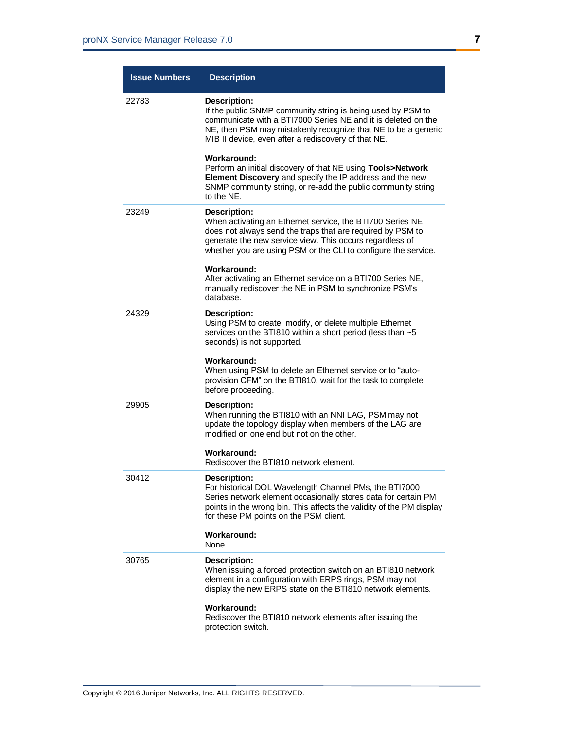| Issue Numbers | Description |
|---|---|
| 22783 | **Description:**<br>If the public SNMP community string is being used by PSM to communicate with a BTI7000 Series NE and it is deleted on the NE, then PSM may mistakenly recognize that NE to be a generic MIB II device, even after a rediscovery of that NE.<br><br>**Workaround:**<br>Perform an initial discovery of that NE using **Tools>Network Element Discovery** and specify the IP address and the new SNMP community string, or re-add the public community string to the NE. |
| 23249 | **Description:**<br>When activating an Ethernet service, the BTI700 Series NE does not always send the traps that are required by PSM to generate the new service view. This occurs regardless of whether you are using PSM or the CLI to configure the service.<br><br>**Workaround:**<br>After activating an Ethernet service on a BTI700 Series NE, manually rediscover the NE in PSM to synchronize PSM's database. |
| 24329 | **Description:**<br>Using PSM to create, modify, or delete multiple Ethernet services on the BTI810 within a short period (less than ~5 seconds) is not supported.<br><br>**Workaround:**<br>When using PSM to delete an Ethernet service or to "auto-provision CFM" on the BTI810, wait for the task to complete before proceeding. |
| 29905 | **Description:**<br>When running the BTI810 with an NNI LAG, PSM may not update the topology display when members of the LAG are modified on one end but not on the other.<br><br>**Workaround:**<br>Rediscover the BTI810 network element. |
| 30412 | **Description:**<br>For historical DOL Wavelength Channel PMs, the BTI7000 Series network element occasionally stores data for certain PM points in the wrong bin. This affects the validity of the PM display for these PM points on the PSM client.<br><br>**Workaround:**<br>None. |
| 30765 | **Description:**<br>When issuing a forced protection switch on an BTI810 network element in a configuration with ERPS rings, PSM may not display the new ERPS state on the BTI810 network elements.<br><br>**Workaround:**<br>Rediscover the BTI810 network elements after issuing the protection switch. |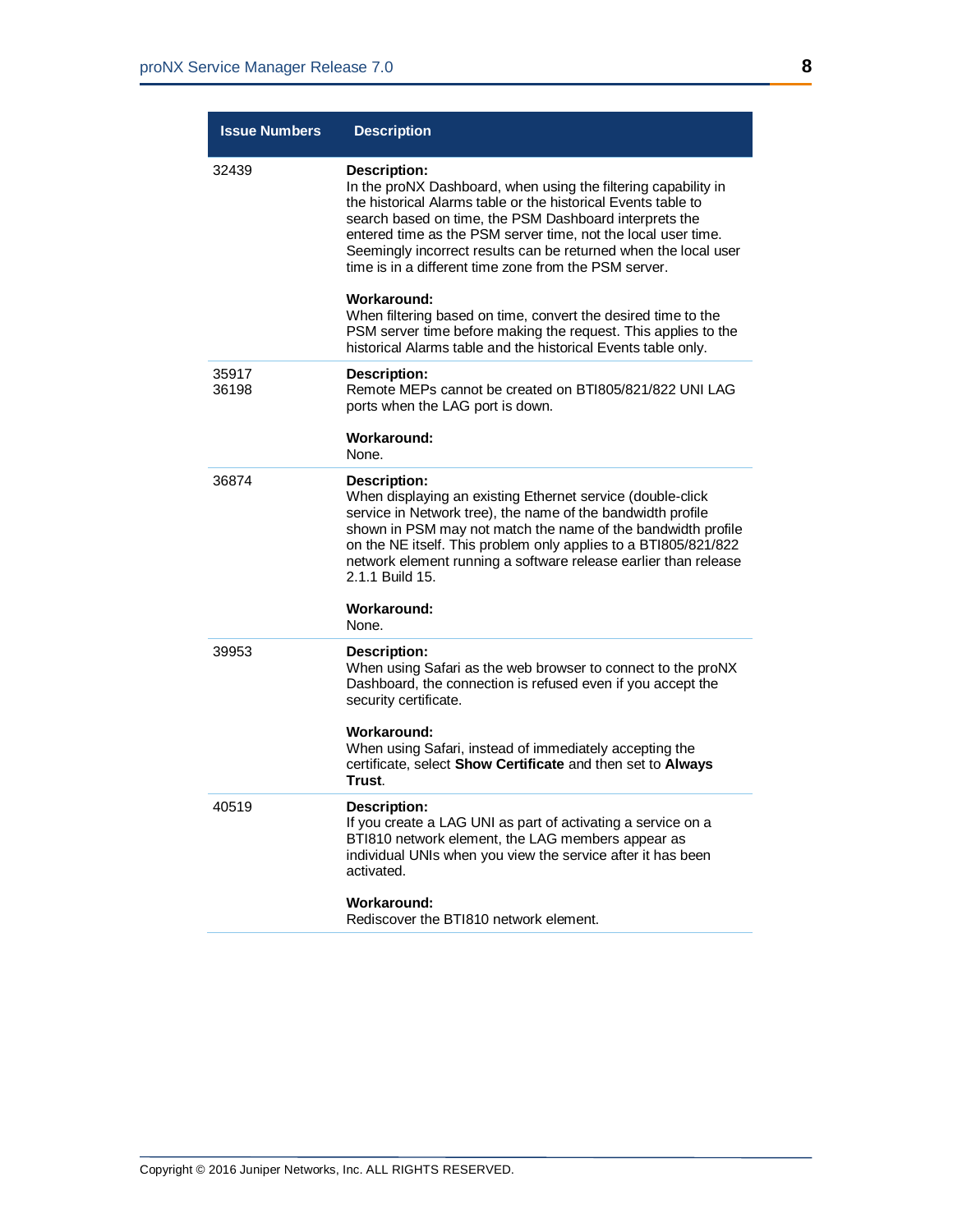| Issue Numbers | Description |
|---|---|
| 32439 | **Description:**<br>In the proNX Dashboard, when using the filtering capability in the historical Alarms table or the historical Events table to search based on time, the PSM Dashboard interprets the entered time as the PSM server time, not the local user time. Seemingly incorrect results can be returned when the local user time is in a different time zone from the PSM server.<br><br>**Workaround:**<br>When filtering based on time, convert the desired time to the PSM server time before making the request. This applies to the historical Alarms table and the historical Events table only. |
| 35917<br>36198 | **Description:**<br>Remote MEPs cannot be created on BTI805/821/822 UNI LAG ports when the LAG port is down.<br><br>**Workaround:**<br>None. |
| 36874 | **Description:**<br>When displaying an existing Ethernet service (double-click service in Network tree), the name of the bandwidth profile shown in PSM may not match the name of the bandwidth profile on the NE itself. This problem only applies to a BTI805/821/822 network element running a software release earlier than release 2.1.1 Build 15.<br><br>**Workaround:**<br>None. |
| 39953 | **Description:**<br>When using Safari as the web browser to connect to the proNX Dashboard, the connection is refused even if you accept the security certificate.<br><br>**Workaround:**<br>When using Safari, instead of immediately accepting the certificate, select **Show Certificate** and then set to **Always Trust**. |
| 40519 | **Description:**<br>If you create a LAG UNI as part of activating a service on a BTI810 network element, the LAG members appear as individual UNIs when you view the service after it has been activated.<br><br>**Workaround:**<br>Rediscover the BTI810 network element. |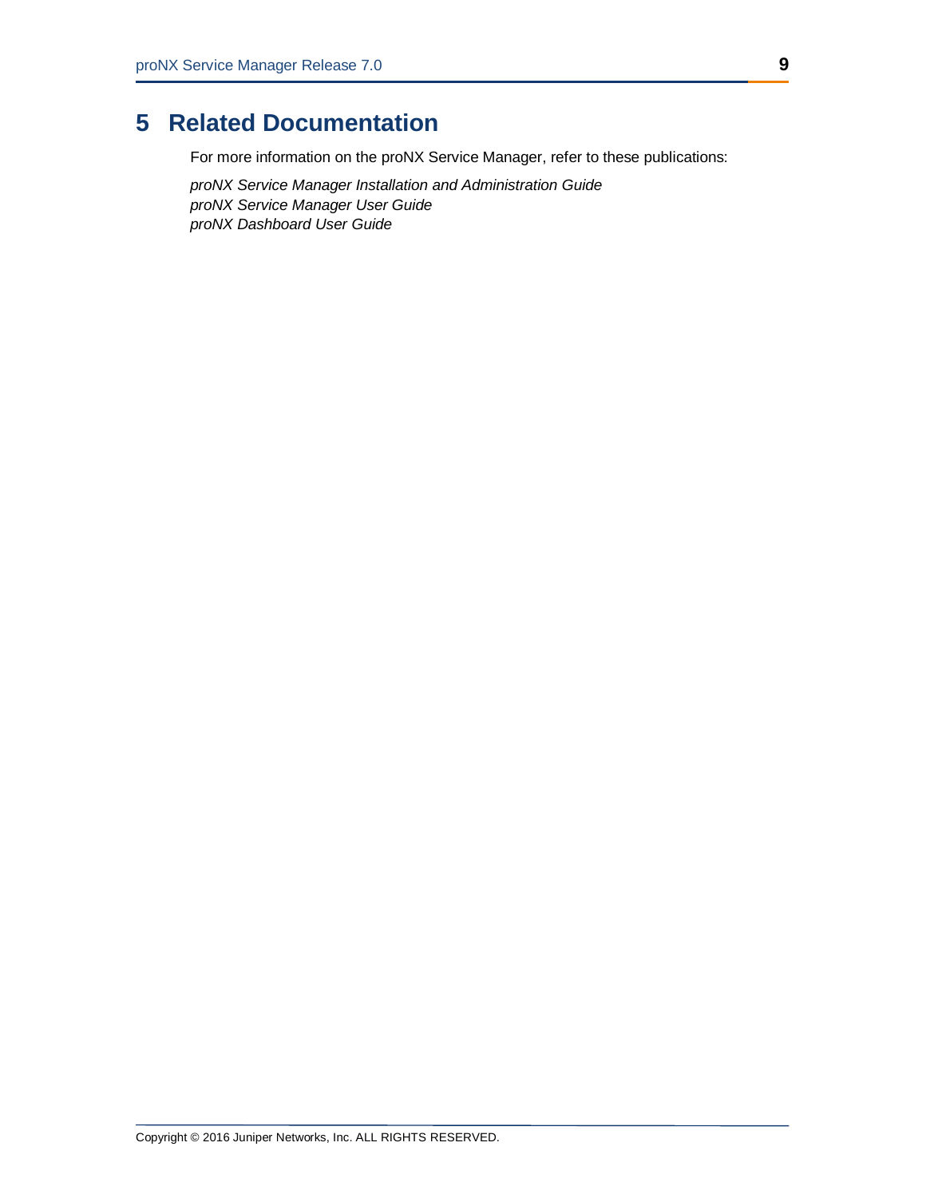# 5 Related Documentation

For more information on the proNX Service Manager, refer to these publications:

*proNX Service Manager Installation and Administration Guide*
*proNX Service Manager User Guide*
*proNX Dashboard User Guide*